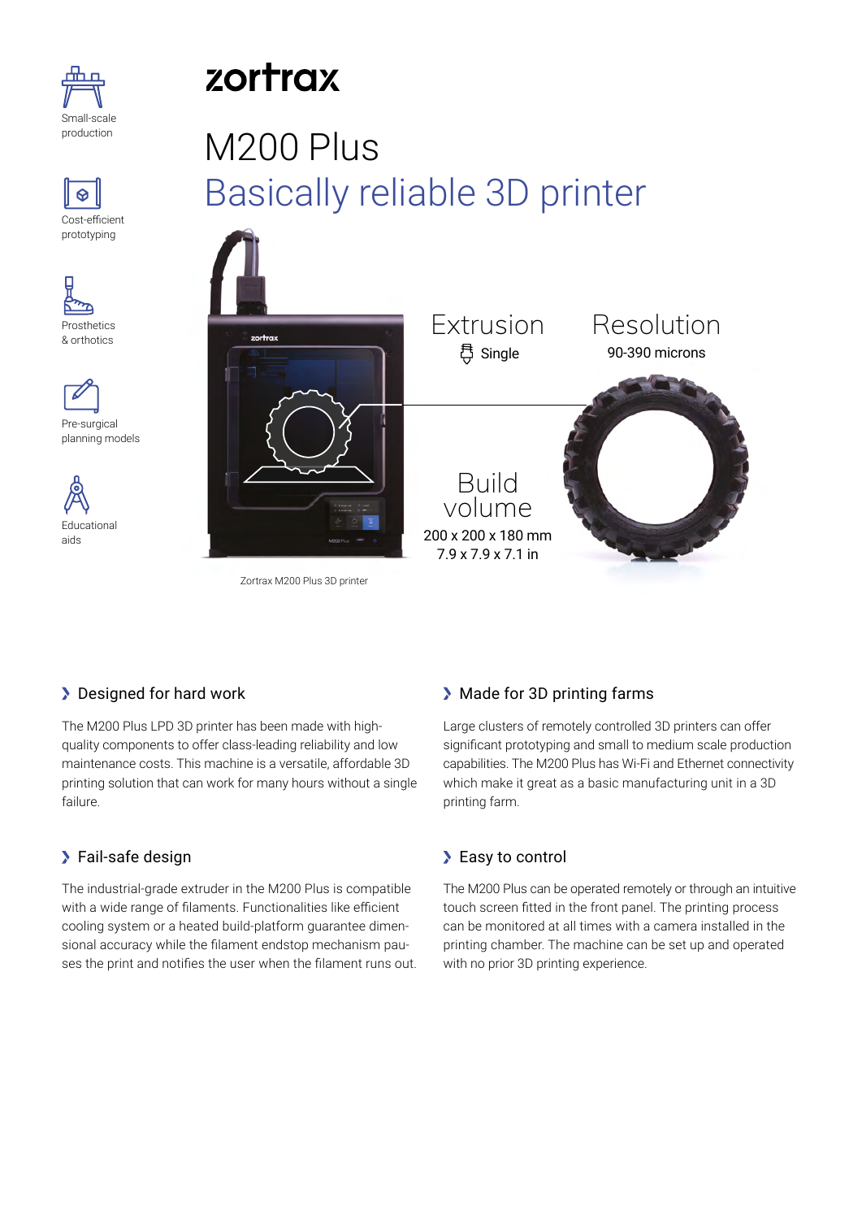zortrax

# M200 Plus

## Basically reliable 3D printer

Small-scale production

Cost-efficient prototyping

Prosthetics & orthotics

Pre-surgical planning models

Educational aids

Extrusion
Single

Resolution
90-390 microns

Build volume
200 x 200 x 180 mm
7.9 x 7.9 x 7.1 in

Zortrax M200 Plus 3D printer

### Designed for hard work

The M200 Plus LPD 3D printer has been made with high-quality components to offer class-leading reliability and low maintenance costs. This machine is a versatile, affordable 3D printing solution that can work for many hours without a single failure.

### Fail-safe design

The industrial-grade extruder in the M200 Plus is compatible with a wide range of filaments. Functionalities like efficient cooling system or a heated build-platform guarantee dimensional accuracy while the filament endstop mechanism pauses the print and notifies the user when the filament runs out.

### Made for 3D printing farms

Large clusters of remotely controlled 3D printers can offer significant prototyping and small to medium scale production capabilities. The M200 Plus has Wi-Fi and Ethernet connectivity which make it great as a basic manufacturing unit in a 3D printing farm.

### Easy to control

The M200 Plus can be operated remotely or through an intuitive touch screen fitted in the front panel. The printing process can be monitored at all times with a camera installed in the printing chamber. The machine can be set up and operated with no prior 3D printing experience.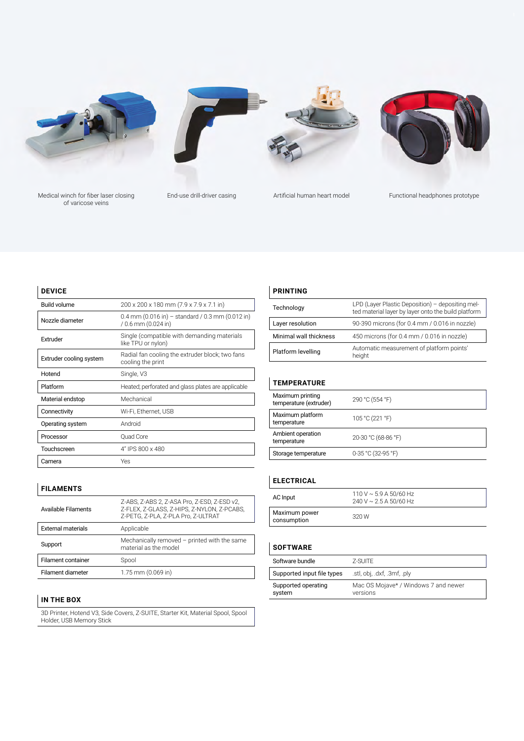Medical winch for fiber laser closing of varicose veins

End-use drill-driver casing

Artificial human heart model

Functional headphones prototype

## DEVICE

| | |
|---|---|
| Build volume | 200 x 200 x 180 mm (7.9 x 7.9 x 7.1 in) |
| Nozzle diameter | 0.4 mm (0.016 in) – standard / 0.3 mm (0.012 in) / 0.6 mm (0.024 in) |
| Extruder | Single (compatible with demanding materials like TPU or nylon) |
| Extruder cooling system | Radial fan cooling the extruder block; two fans cooling the print |
| Hotend | Single, V3 |
| Platform | Heated; perforated and glass plates are applicable |
| Material endstop | Mechanical |
| Connectivity | Wi-Fi, Ethernet, USB |
| Operating system | Android |
| Processor | Quad Core |
| Touchscreen | 4" IPS 800 x 480 |
| Camera | Yes |

## FILAMENTS

| | |
|---|---|
| Available Filaments | Z-ABS, Z-ABS 2, Z-ASA Pro, Z-ESD, Z-ESD v2, Z-FLEX, Z-GLASS, Z-HIPS, Z-NYLON, Z-PCABS, Z-PETG, Z-PLA, Z-PLA Pro, Z-ULTRAT |
| External materials | Applicable |
| Support | Mechanically removed – printed with the same material as the model |
| Filament container | Spool |
| Filament diameter | 1.75 mm (0.069 in) |

## IN THE BOX

3D Printer, Hotend V3, Side Covers, Z-SUITE, Starter Kit, Material Spool, Spool Holder, USB Memory Stick

## PRINTING

| | |
|---|---|
| Technology | LPD (Layer Plastic Deposition) – depositing melted material layer by layer onto the build platform |
| Layer resolution | 90-390 microns (for 0.4 mm / 0.016 in nozzle) |
| Minimal wall thickness | 450 microns (for 0.4 mm / 0.016 in nozzle) |
| Platform levelling | Automatic measurement of platform points' height |

## TEMPERATURE

| | |
|---|---|
| Maximum printing temperature (extruder) | 290 °C (554 °F) |
| Maximum platform temperature | 105 °C (221 °F) |
| Ambient operation temperature | 20-30 °C (68-86 °F) |
| Storage temperature | 0-35 °C (32-95 °F) |

## ELECTRICAL

| | |
|---|---|
| AC Input | 110 V ~ 5.9 A 50/60 Hz<br>240 V ~ 2.5 A 50/60 Hz |
| Maximum power consumption | 320 W |

## SOFTWARE

| | |
|---|---|
| Software bundle | Z-SUITE |
| Supported input file types | .stl, obj, .dxf, .3mf, .ply |
| Supported operating system | Mac OS Mojave* / Windows 7 and newer versions |